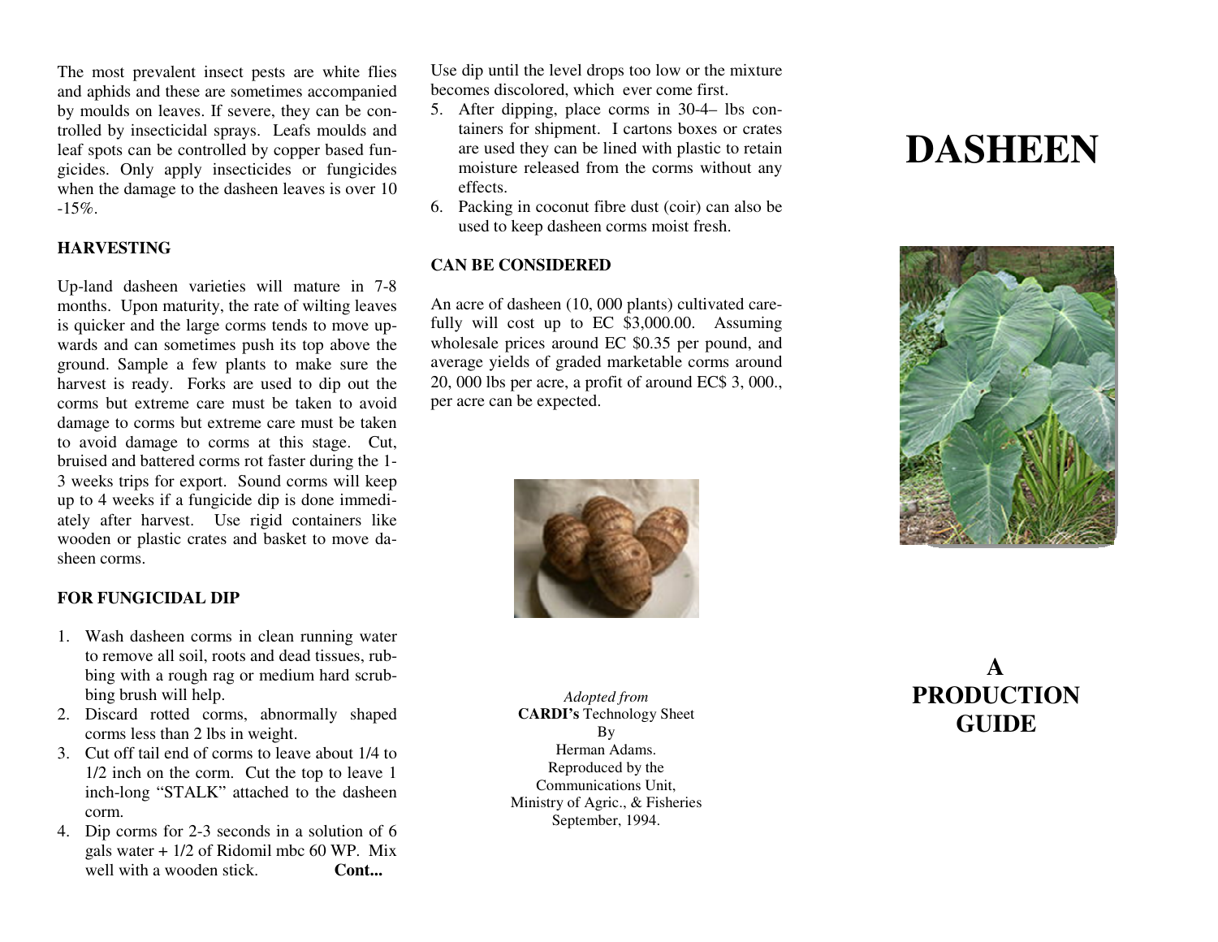The most prevalent insect pests are white flies and aphids and these are sometimes accompanied by moulds on leaves. If severe, they can be controlled by insecticidal sprays. Leafs moulds and leaf spots can be controlled by copper based fungicides. Only apply insecticides or fungicides when the damage to the dasheen leaves is over 10 -15%.

**HARVESTING**

Up-land dasheen varieties will mature in 7-8 months. Upon maturity, the rate of wilting leaves is quicker and the large corms tends to move upwards and can sometimes push its top above the ground. Sample a few plants to make sure the harvest is ready. Forks are used to dip out the corms but extreme care must be taken to avoid damage to corms but extreme care must be taken to avoid damage to corms at this stage. Cut, bruised and battered corms rot faster during the 1-3 weeks trips for export. Sound corms will keep up to 4 weeks if a fungicide dip is done immediately after harvest. Use rigid containers like wooden or plastic crates and basket to move dasheen corms.

**FOR FUNGICIDAL DIP**

1. Wash dasheen corms in clean running water to remove all soil, roots and dead tissues, rubbing with a rough rag or medium hard scrubbing brush will help.
2. Discard rotted corms, abnormally shaped corms less than 2 lbs in weight.
3. Cut off tail end of corms to leave about 1/4 to 1/2 inch on the corm. Cut the top to leave 1 inch-long "STALK" attached to the dasheen corm.
4. Dip corms for 2-3 seconds in a solution of 6 gals water + 1/2 of Ridomil mbc 60 WP. Mix well with a wooden stick. **Cont...**

Use dip until the level drops too low or the mixture becomes discolored, which ever come first.

5. After dipping, place corms in 30-4– lbs containers for shipment. I cartons boxes or crates are used they can be lined with plastic to retain moisture released from the corms without any effects.
6. Packing in coconut fibre dust (coir) can also be used to keep dasheen corms moist fresh.

**CAN BE CONSIDERED**

An acre of dasheen (10, 000 plants) cultivated carefully will cost up to EC $3,000.00. Assuming wholesale prices around EC $0.35 per pound, and average yields of graded marketable corms around 20, 000 lbs per acre, a profit of around EC$ 3, 000., per acre can be expected.

*Adopted from*
**CARDI's** Technology Sheet
By
Herman Adams.
Reproduced by the
Communications Unit,
Ministry of Agric., & Fisheries
September, 1994.

# DASHEEN

## A PRODUCTION GUIDE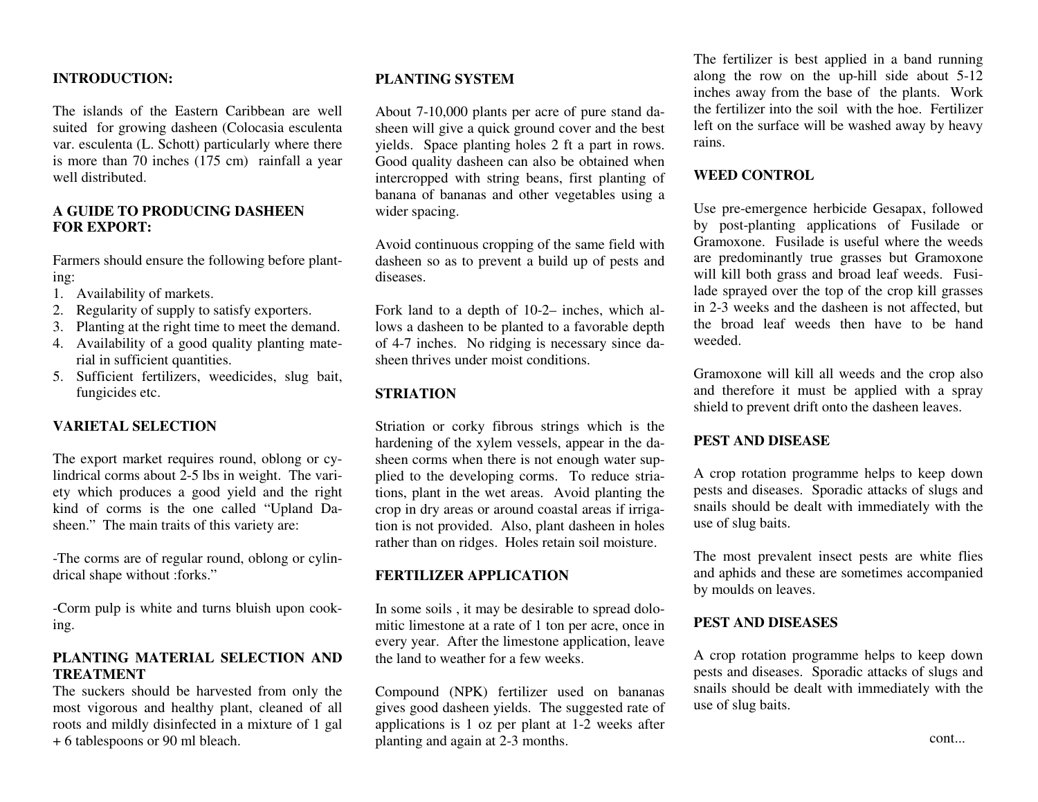**INTRODUCTION:**

The islands of the Eastern Caribbean are well suited for growing dasheen (Colocasia esculenta var. esculenta (L. Schott) particularly where there is more than 70 inches (175 cm) rainfall a year well distributed.

**A GUIDE TO PRODUCING DASHEEN FOR EXPORT:**

Farmers should ensure the following before planting:

1. Availability of markets.
2. Regularity of supply to satisfy exporters.
3. Planting at the right time to meet the demand.
4. Availability of a good quality planting material in sufficient quantities.
5. Sufficient fertilizers, weedicides, slug bait, fungicides etc.

**VARIETAL SELECTION**

The export market requires round, oblong or cylindrical corms about 2-5 lbs in weight. The variety which produces a good yield and the right kind of corms is the one called "Upland Dasheen." The main traits of this variety are:

-The corms are of regular round, oblong or cylindrical shape without :forks."

-Corm pulp is white and turns bluish upon cooking.

**PLANTING MATERIAL SELECTION AND TREATMENT**

The suckers should be harvested from only the most vigorous and healthy plant, cleaned of all roots and mildly disinfected in a mixture of 1 gal + 6 tablespoons or 90 ml bleach.

**PLANTING SYSTEM**

About 7-10,000 plants per acre of pure stand dasheen will give a quick ground cover and the best yields. Space planting holes 2 ft a part in rows. Good quality dasheen can also be obtained when intercropped with string beans, first planting of banana of bananas and other vegetables using a wider spacing.

Avoid continuous cropping of the same field with dasheen so as to prevent a build up of pests and diseases.

Fork land to a depth of 10-2– inches, which allows a dasheen to be planted to a favorable depth of 4-7 inches. No ridging is necessary since dasheen thrives under moist conditions.

**STRIATION**

Striation or corky fibrous strings which is the hardening of the xylem vessels, appear in the dasheen corms when there is not enough water supplied to the developing corms. To reduce striations, plant in the wet areas. Avoid planting the crop in dry areas or around coastal areas if irrigation is not provided. Also, plant dasheen in holes rather than on ridges. Holes retain soil moisture.

**FERTILIZER APPLICATION**

In some soils , it may be desirable to spread dolomitic limestone at a rate of 1 ton per acre, once in every year. After the limestone application, leave the land to weather for a few weeks.

Compound (NPK) fertilizer used on bananas gives good dasheen yields. The suggested rate of applications is 1 oz per plant at 1-2 weeks after planting and again at 2-3 months.

The fertilizer is best applied in a band running along the row on the up-hill side about 5-12 inches away from the base of the plants. Work the fertilizer into the soil with the hoe. Fertilizer left on the surface will be washed away by heavy rains.

**WEED CONTROL**

Use pre-emergence herbicide Gesapax, followed by post-planting applications of Fusilade or Gramoxone. Fusilade is useful where the weeds are predominantly true grasses but Gramoxone will kill both grass and broad leaf weeds. Fusilade sprayed over the top of the crop kill grasses in 2-3 weeks and the dasheen is not affected, but the broad leaf weeds then have to be hand weeded.

Gramoxone will kill all weeds and the crop also and therefore it must be applied with a spray shield to prevent drift onto the dasheen leaves.

**PEST AND DISEASE**

A crop rotation programme helps to keep down pests and diseases. Sporadic attacks of slugs and snails should be dealt with immediately with the use of slug baits.

The most prevalent insect pests are white flies and aphids and these are sometimes accompanied by moulds on leaves.

**PEST AND DISEASES**

A crop rotation programme helps to keep down pests and diseases. Sporadic attacks of slugs and snails should be dealt with immediately with the use of slug baits.

cont...